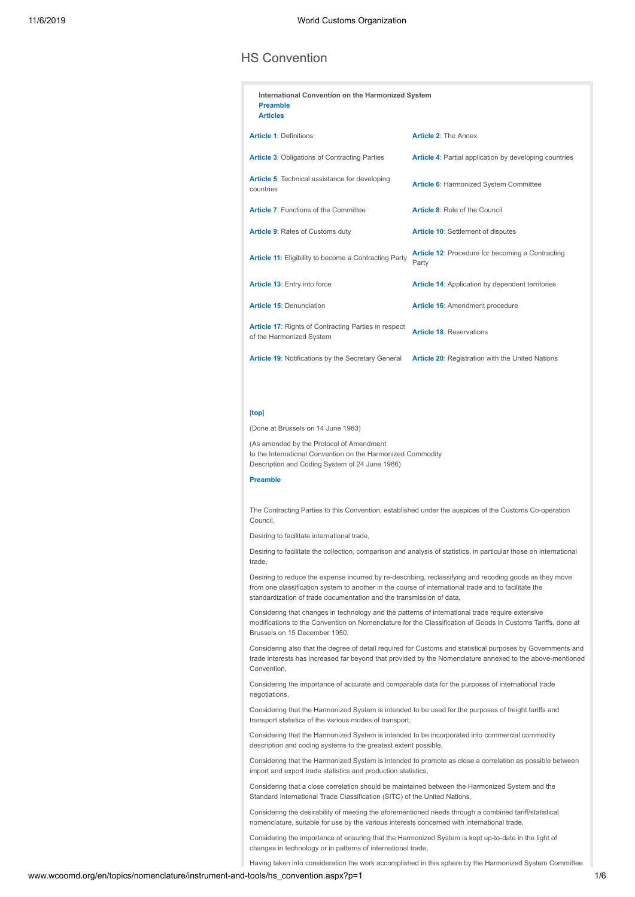# HS Convention

**International Convention on the Harmonized System**
**Preamble**
**Articles**

| | |
|---|---|
| **Article 1**: Definitions | **Article 2**: The Annex |
| **Article 3**: Obligations of Contracting Parties | **Article 4**: Partial application by developing countries |
| **Article 5**: Technical assistance for developing countries | **Article 6**: Harmonized System Committee |
| **Article 7**: Functions of the Committee | **Article 8**: Role of the Council |
| **Article 9**: Rates of Customs duty | **Article 10**: Settlement of disputes |
| **Article 11**: Eligibility to become a Contracting Party | **Article 12**: Procedure for becoming a Contracting Party |
| **Article 13**: Entry into force | **Article 14**: Application by dependent territories |
| **Article 15**: Denunciation | **Article 16**: Amendment procedure |
| **Article 17**: Rights of Contracting Parties in respect of the Harmonized System | **Article 18**: Reservations |
| **Article 19**: Notifications by the Secretary General | **Article 20**: Registration with the United Nations |

[**top**]

(Done at Brussels on 14 June 1983)

(As amended by the Protocol of Amendment
to the International Convention on the Harmonized Commodity
Description and Coding System of 24 June 1986)

**Preamble**

The Contracting Parties to this Convention, established under the auspices of the Customs Co-operation Council,

Desiring to facilitate international trade,

Desiring to facilitate the collection, comparison and analysis of statistics, in particular those on international trade,

Desiring to reduce the expense incurred by re-describing, reclassifying and recoding goods as they move from one classification system to another in the course of international trade and to facilitate the standardization of trade documentation and the transmission of data,

Considering that changes in technology and the patterns of international trade require extensive modifications to the Convention on Nomenclature for the Classification of Goods in Customs Tariffs, done at Brussels on 15 December 1950,

Considering also that the degree of detail required for Customs and statistical purposes by Governments and trade interests has increased far beyond that provided by the Nomenclature annexed to the above-mentioned Convention,

Considering the importance of accurate and comparable data for the purposes of international trade negotiations,

Considering that the Harmonized System is intended to be used for the purposes of freight tariffs and transport statistics of the various modes of transport,

Considering that the Harmonized System is intended to be incorporated into commercial commodity description and coding systems to the greatest extent possible,

Considering that the Harmonized System is intended to promote as close a correlation as possible between import and export trade statistics and production statistics,

Considering that a close correlation should be maintained between the Harmonized System and the Standard International Trade Classification (SITC) of the United Nations,

Considering the desirability of meeting the aforementioned needs through a combined tariff/statistical nomenclature, suitable for use by the various interests concerned with international trade,

Considering the importance of ensuring that the Harmonized System is kept up-to-date in the light of changes in technology or in patterns of international trade,

Having taken into consideration the work accomplished in this sphere by the Harmonized System Committee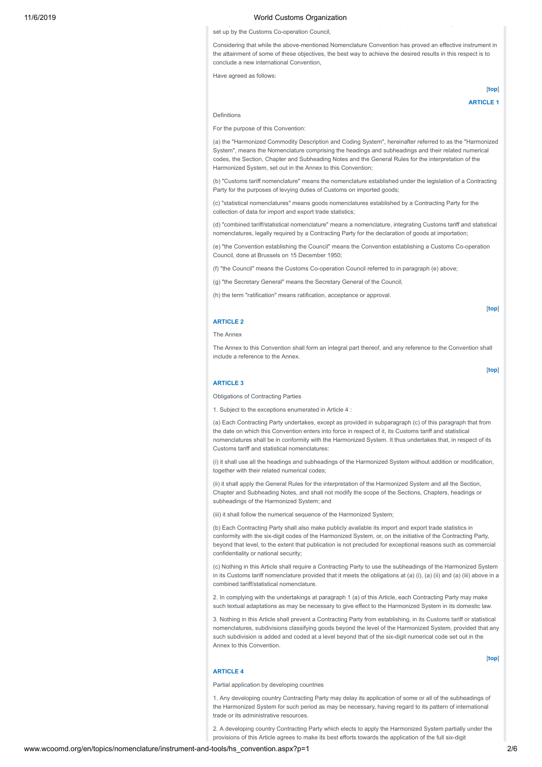set up by the Customs Co-operation Council,

Considering that while the above-mentioned Nomenclature Convention has proved an effective instrument in the attainment of some of these objectives, the best way to achieve the desired results in this respect is to conclude a new international Convention,

Have agreed as follows:

[top]

### ARTICLE 1

Definitions

For the purpose of this Convention:

(a) the "Harmonized Commodity Description and Coding System", hereinafter referred to as the "Harmonized System", means the Nomenclature comprising the headings and subheadings and their related numerical codes, the Section, Chapter and Subheading Notes and the General Rules for the interpretation of the Harmonized System, set out in the Annex to this Convention;

(b) "Customs tariff nomenclature" means the nomenclature established under the legislation of a Contracting Party for the purposes of levying duties of Customs on imported goods;

(c) "statistical nomenclatures" means goods nomenclatures established by a Contracting Party for the collection of data for import and export trade statistics;

(d) "combined tariff/statistical nomenclature" means a nomenclature, integrating Customs tariff and statistical nomenclatures, legally required by a Contracting Party for the declaration of goods at importation;

(e) "the Convention establishing the Council" means the Convention establishing a Customs Co-operation Council, done at Brussels on 15 December 1950;

(f) "the Council" means the Customs Co-operation Council referred to in paragraph (e) above;

(g) "the Secretary General" means the Secretary General of the Council;

(h) the term "ratification" means ratification, acceptance or approval.

[top]

### ARTICLE 2

The Annex

The Annex to this Convention shall form an integral part thereof, and any reference to the Convention shall include a reference to the Annex.

[top]

### ARTICLE 3

Obligations of Contracting Parties

1. Subject to the exceptions enumerated in Article 4 :

(a) Each Contracting Party undertakes, except as provided in subparagraph (c) of this paragraph that from the date on which this Convention enters into force in respect of it, its Customs tariff and statistical nomenclatures shall be in conformity with the Harmonized System. It thus undertakes that, in respect of its Customs tariff and statistical nomenclatures:

(i) it shall use all the headings and subheadings of the Harmonized System without addition or modification, together with their related numerical codes;

(ii) it shall apply the General Rules for the interpretation of the Harmonized System and all the Section, Chapter and Subheading Notes, and shall not modify the scope of the Sections, Chapters, headings or subheadings of the Harmonized System; and

(iii) it shall follow the numerical sequence of the Harmonized System;

(b) Each Contracting Party shall also make publicly available its import and export trade statistics in conformity with the six-digit codes of the Harmonized System, or, on the initiative of the Contracting Party, beyond that level, to the extent that publication is not precluded for exceptional reasons such as commercial confidentiality or national security;

(c) Nothing in this Article shall require a Contracting Party to use the subheadings of the Harmonized System in its Customs tariff nomenclature provided that it meets the obligations at (a) (i), (a) (ii) and (a) (iii) above in a combined tariff/statistical nomenclature.

2. In complying with the undertakings at paragraph 1 (a) of this Article, each Contracting Party may make such textual adaptations as may be necessary to give effect to the Harmonized System in its domestic law.

3. Nothing in this Article shall prevent a Contracting Party from establishing, in its Customs tariff or statistical nomenclatures, subdivisions classifying goods beyond the level of the Harmonized System, provided that any such subdivision is added and coded at a level beyond that of the six-digit numerical code set out in the Annex to this Convention.

[top]

### ARTICLE 4

Partial application by developing countries

1. Any developing country Contracting Party may delay its application of some or all of the subheadings of the Harmonized System for such period as may be necessary, having regard to its pattern of international trade or its administrative resources.

2. A developing country Contracting Party which elects to apply the Harmonized System partially under the provisions of this Article agrees to make its best efforts towards the application of the full six-digit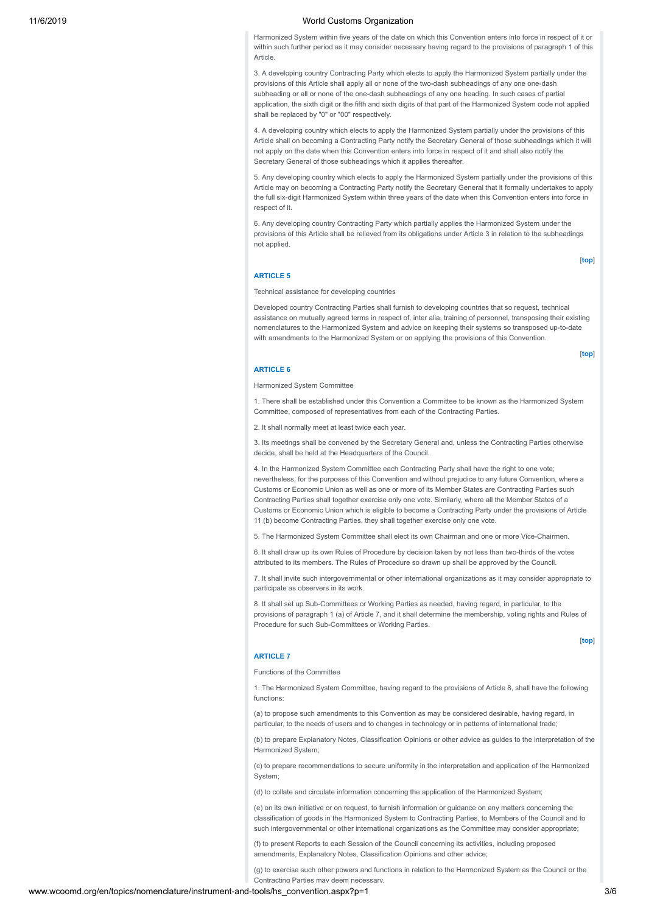Harmonized System within five years of the date on which this Convention enters into force in respect of it or within such further period as it may consider necessary having regard to the provisions of paragraph 1 of this Article.

3. A developing country Contracting Party which elects to apply the Harmonized System partially under the provisions of this Article shall apply all or none of the two-dash subheadings of any one one-dash subheading or all or none of the one-dash subheadings of any one heading. In such cases of partial application, the sixth digit or the fifth and sixth digits of that part of the Harmonized System code not applied shall be replaced by "0" or "00" respectively.

4. A developing country which elects to apply the Harmonized System partially under the provisions of this Article shall on becoming a Contracting Party notify the Secretary General of those subheadings which it will not apply on the date when this Convention enters into force in respect of it and shall also notify the Secretary General of those subheadings which it applies thereafter.

5. Any developing country which elects to apply the Harmonized System partially under the provisions of this Article may on becoming a Contracting Party notify the Secretary General that it formally undertakes to apply the full six-digit Harmonized System within three years of the date when this Convention enters into force in respect of it.

6. Any developing country Contracting Party which partially applies the Harmonized System under the provisions of this Article shall be relieved from its obligations under Article 3 in relation to the subheadings not applied.

[top]

## ARTICLE 5

Technical assistance for developing countries

Developed country Contracting Parties shall furnish to developing countries that so request, technical assistance on mutually agreed terms in respect of, inter alia, training of personnel, transposing their existing nomenclatures to the Harmonized System and advice on keeping their systems so transposed up-to-date with amendments to the Harmonized System or on applying the provisions of this Convention.

[top]

## ARTICLE 6

Harmonized System Committee

1. There shall be established under this Convention a Committee to be known as the Harmonized System Committee, composed of representatives from each of the Contracting Parties.

2. It shall normally meet at least twice each year.

3. Its meetings shall be convened by the Secretary General and, unless the Contracting Parties otherwise decide, shall be held at the Headquarters of the Council.

4. In the Harmonized System Committee each Contracting Party shall have the right to one vote; nevertheless, for the purposes of this Convention and without prejudice to any future Convention, where a Customs or Economic Union as well as one or more of its Member States are Contracting Parties such Contracting Parties shall together exercise only one vote. Similarly, where all the Member States of a Customs or Economic Union which is eligible to become a Contracting Party under the provisions of Article 11 (b) become Contracting Parties, they shall together exercise only one vote.

5. The Harmonized System Committee shall elect its own Chairman and one or more Vice-Chairmen.

6. It shall draw up its own Rules of Procedure by decision taken by not less than two-thirds of the votes attributed to its members. The Rules of Procedure so drawn up shall be approved by the Council.

7. It shall invite such intergovernmental or other international organizations as it may consider appropriate to participate as observers in its work.

8. It shall set up Sub-Committees or Working Parties as needed, having regard, in particular, to the provisions of paragraph 1 (a) of Article 7, and it shall determine the membership, voting rights and Rules of Procedure for such Sub-Committees or Working Parties.

[top]

## ARTICLE 7

Functions of the Committee

1. The Harmonized System Committee, having regard to the provisions of Article 8, shall have the following functions:

(a) to propose such amendments to this Convention as may be considered desirable, having regard, in particular, to the needs of users and to changes in technology or in patterns of international trade;

(b) to prepare Explanatory Notes, Classification Opinions or other advice as guides to the interpretation of the Harmonized System;

(c) to prepare recommendations to secure uniformity in the interpretation and application of the Harmonized System;

(d) to collate and circulate information concerning the application of the Harmonized System;

(e) on its own initiative or on request, to furnish information or guidance on any matters concerning the classification of goods in the Harmonized System to Contracting Parties, to Members of the Council and to such intergovernmental or other international organizations as the Committee may consider appropriate;

(f) to present Reports to each Session of the Council concerning its activities, including proposed amendments, Explanatory Notes, Classification Opinions and other advice;

(g) to exercise such other powers and functions in relation to the Harmonized System as the Council or the Contracting Parties may deem necessary.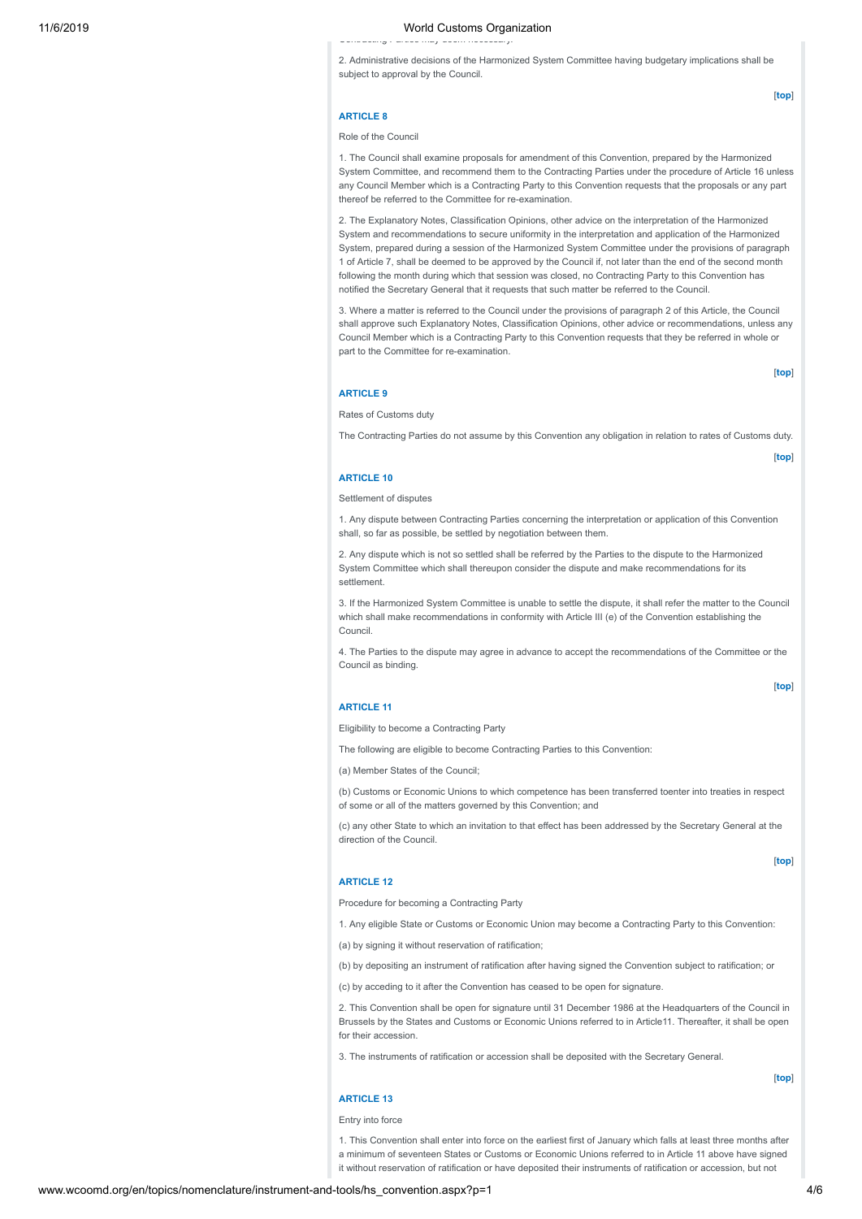Contracting Parties may deem necessary.

2. Administrative decisions of the Harmonized System Committee having budgetary implications shall be subject to approval by the Council.

[top]

### ARTICLE 8

Role of the Council

1. The Council shall examine proposals for amendment of this Convention, prepared by the Harmonized System Committee, and recommend them to the Contracting Parties under the procedure of Article 16 unless any Council Member which is a Contracting Party to this Convention requests that the proposals or any part thereof be referred to the Committee for re-examination.

2. The Explanatory Notes, Classification Opinions, other advice on the interpretation of the Harmonized System and recommendations to secure uniformity in the interpretation and application of the Harmonized System, prepared during a session of the Harmonized System Committee under the provisions of paragraph 1 of Article 7, shall be deemed to be approved by the Council if, not later than the end of the second month following the month during which that session was closed, no Contracting Party to this Convention has notified the Secretary General that it requests that such matter be referred to the Council.

3. Where a matter is referred to the Council under the provisions of paragraph 2 of this Article, the Council shall approve such Explanatory Notes, Classification Opinions, other advice or recommendations, unless any Council Member which is a Contracting Party to this Convention requests that they be referred in whole or part to the Committee for re-examination.

[top]

### ARTICLE 9

Rates of Customs duty

The Contracting Parties do not assume by this Convention any obligation in relation to rates of Customs duty.

[top]

### ARTICLE 10

Settlement of disputes

1. Any dispute between Contracting Parties concerning the interpretation or application of this Convention shall, so far as possible, be settled by negotiation between them.

2. Any dispute which is not so settled shall be referred by the Parties to the dispute to the Harmonized System Committee which shall thereupon consider the dispute and make recommendations for its settlement.

3. If the Harmonized System Committee is unable to settle the dispute, it shall refer the matter to the Council which shall make recommendations in conformity with Article III (e) of the Convention establishing the Council.

4. The Parties to the dispute may agree in advance to accept the recommendations of the Committee or the Council as binding.

[top]

### ARTICLE 11

Eligibility to become a Contracting Party

The following are eligible to become Contracting Parties to this Convention:

(a) Member States of the Council;

(b) Customs or Economic Unions to which competence has been transferred toenter into treaties in respect of some or all of the matters governed by this Convention; and

(c) any other State to which an invitation to that effect has been addressed by the Secretary General at the direction of the Council.

[top]

### ARTICLE 12

Procedure for becoming a Contracting Party

1. Any eligible State or Customs or Economic Union may become a Contracting Party to this Convention:

(a) by signing it without reservation of ratification;

(b) by depositing an instrument of ratification after having signed the Convention subject to ratification; or

(c) by acceding to it after the Convention has ceased to be open for signature.

2. This Convention shall be open for signature until 31 December 1986 at the Headquarters of the Council in Brussels by the States and Customs or Economic Unions referred to in Article11. Thereafter, it shall be open for their accession.

3. The instruments of ratification or accession shall be deposited with the Secretary General.

[top]

### ARTICLE 13

Entry into force

1. This Convention shall enter into force on the earliest first of January which falls at least three months after a minimum of seventeen States or Customs or Economic Unions referred to in Article 11 above have signed it without reservation of ratification or have deposited their instruments of ratification or accession, but not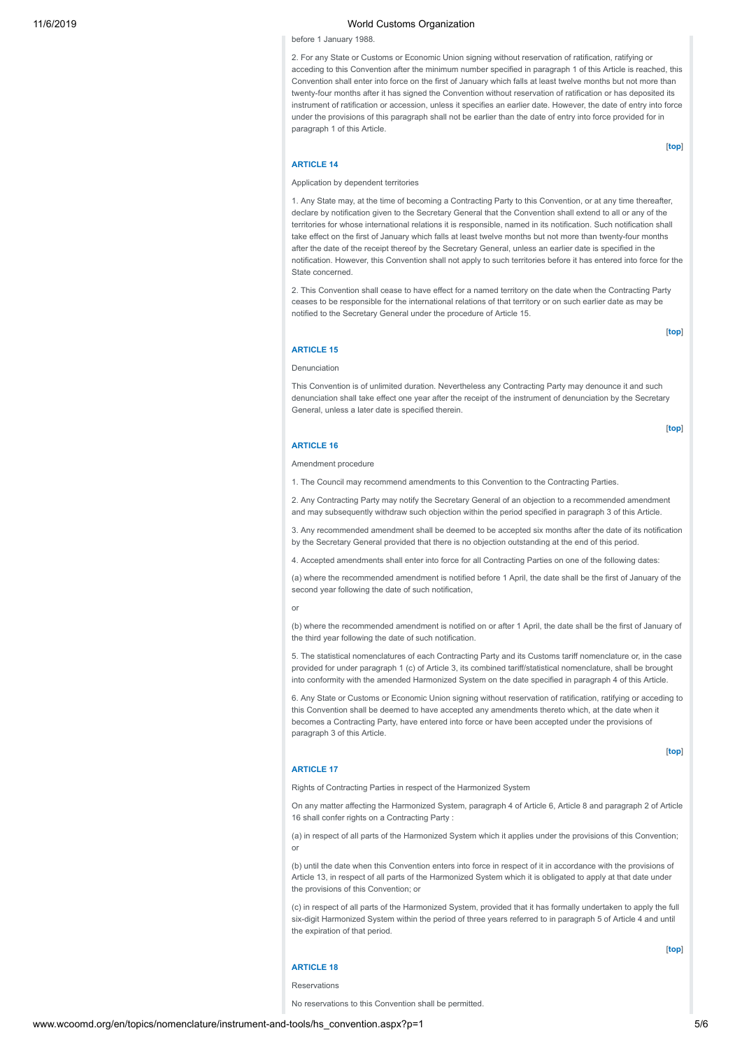before 1 January 1988.

2. For any State or Customs or Economic Union signing without reservation of ratification, ratifying or acceding to this Convention after the minimum number specified in paragraph 1 of this Article is reached, this Convention shall enter into force on the first of January which falls at least twelve months but not more than twenty-four months after it has signed the Convention without reservation of ratification or has deposited its instrument of ratification or accession, unless it specifies an earlier date. However, the date of entry into force under the provisions of this paragraph shall not be earlier than the date of entry into force provided for in paragraph 1 of this Article.

[top]

### ARTICLE 14

Application by dependent territories

1. Any State may, at the time of becoming a Contracting Party to this Convention, or at any time thereafter, declare by notification given to the Secretary General that the Convention shall extend to all or any of the territories for whose international relations it is responsible, named in its notification. Such notification shall take effect on the first of January which falls at least twelve months but not more than twenty-four months after the date of the receipt thereof by the Secretary General, unless an earlier date is specified in the notification. However, this Convention shall not apply to such territories before it has entered into force for the State concerned.

2. This Convention shall cease to have effect for a named territory on the date when the Contracting Party ceases to be responsible for the international relations of that territory or on such earlier date as may be notified to the Secretary General under the procedure of Article 15.

[top]

### ARTICLE 15

Denunciation

This Convention is of unlimited duration. Nevertheless any Contracting Party may denounce it and such denunciation shall take effect one year after the receipt of the instrument of denunciation by the Secretary General, unless a later date is specified therein.

[top]

### ARTICLE 16

Amendment procedure

1. The Council may recommend amendments to this Convention to the Contracting Parties.

2. Any Contracting Party may notify the Secretary General of an objection to a recommended amendment and may subsequently withdraw such objection within the period specified in paragraph 3 of this Article.

3. Any recommended amendment shall be deemed to be accepted six months after the date of its notification by the Secretary General provided that there is no objection outstanding at the end of this period.

4. Accepted amendments shall enter into force for all Contracting Parties on one of the following dates:

(a) where the recommended amendment is notified before 1 April, the date shall be the first of January of the second year following the date of such notification,

or

(b) where the recommended amendment is notified on or after 1 April, the date shall be the first of January of the third year following the date of such notification.

5. The statistical nomenclatures of each Contracting Party and its Customs tariff nomenclature or, in the case provided for under paragraph 1 (c) of Article 3, its combined tariff/statistical nomenclature, shall be brought into conformity with the amended Harmonized System on the date specified in paragraph 4 of this Article.

6. Any State or Customs or Economic Union signing without reservation of ratification, ratifying or acceding to this Convention shall be deemed to have accepted any amendments thereto which, at the date when it becomes a Contracting Party, have entered into force or have been accepted under the provisions of paragraph 3 of this Article.

[top]

### ARTICLE 17

Rights of Contracting Parties in respect of the Harmonized System

On any matter affecting the Harmonized System, paragraph 4 of Article 6, Article 8 and paragraph 2 of Article 16 shall confer rights on a Contracting Party :

(a) in respect of all parts of the Harmonized System which it applies under the provisions of this Convention; or

(b) until the date when this Convention enters into force in respect of it in accordance with the provisions of Article 13, in respect of all parts of the Harmonized System which it is obligated to apply at that date under the provisions of this Convention; or

(c) in respect of all parts of the Harmonized System, provided that it has formally undertaken to apply the full six-digit Harmonized System within the period of three years referred to in paragraph 5 of Article 4 and until the expiration of that period.

[top]

### ARTICLE 18

Reservations

No reservations to this Convention shall be permitted.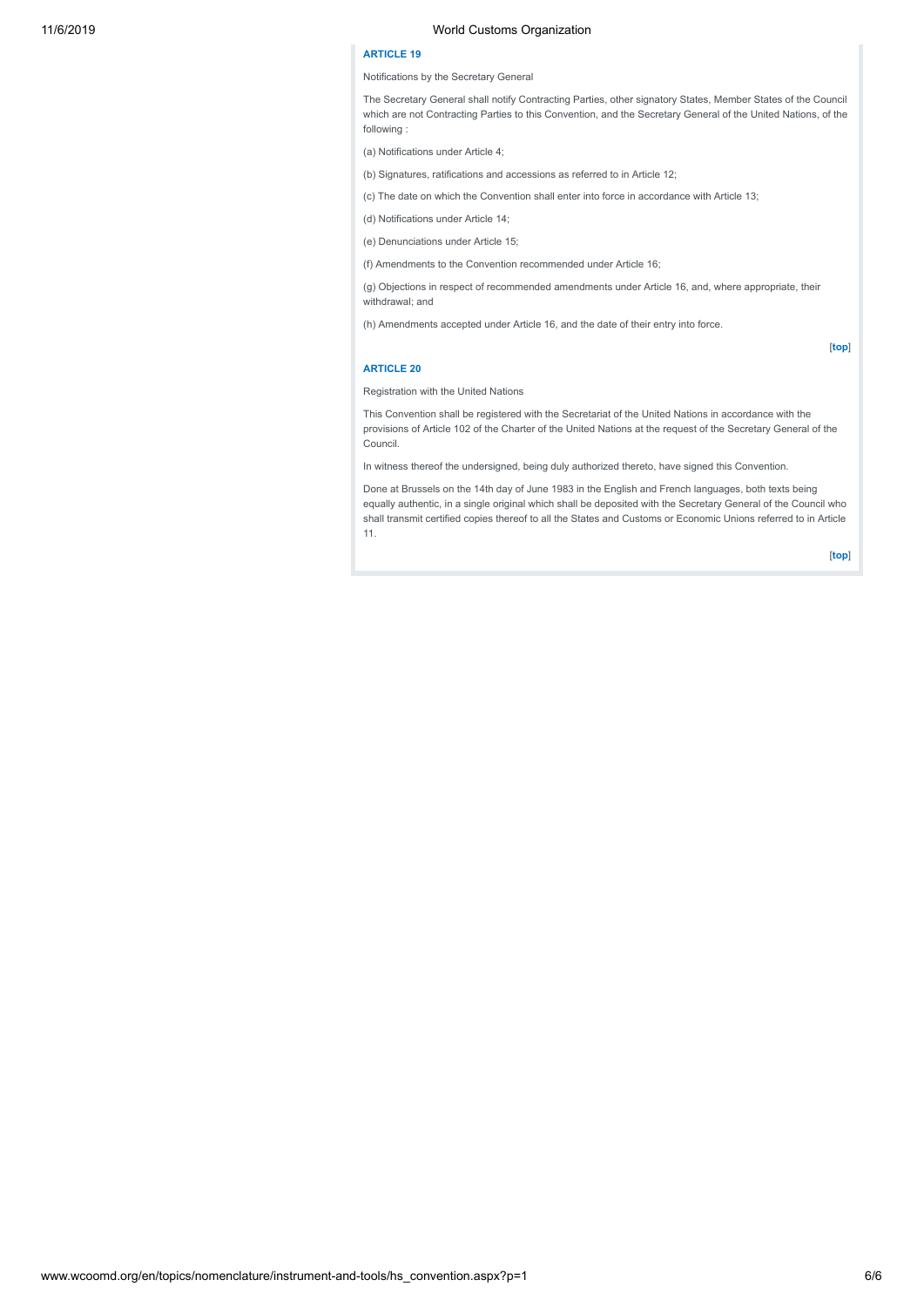## ARTICLE 19

Notifications by the Secretary General

The Secretary General shall notify Contracting Parties, other signatory States, Member States of the Council which are not Contracting Parties to this Convention, and the Secretary General of the United Nations, of the following :

(a) Notifications under Article 4;

(b) Signatures, ratifications and accessions as referred to in Article 12;

(c) The date on which the Convention shall enter into force in accordance with Article 13;

(d) Notifications under Article 14;

(e) Denunciations under Article 15;

(f) Amendments to the Convention recommended under Article 16;

(g) Objections in respect of recommended amendments under Article 16, and, where appropriate, their withdrawal; and

(h) Amendments accepted under Article 16, and the date of their entry into force.

[top]

## ARTICLE 20

Registration with the United Nations

This Convention shall be registered with the Secretariat of the United Nations in accordance with the provisions of Article 102 of the Charter of the United Nations at the request of the Secretary General of the Council.

In witness thereof the undersigned, being duly authorized thereto, have signed this Convention.

Done at Brussels on the 14th day of June 1983 in the English and French languages, both texts being equally authentic, in a single original which shall be deposited with the Secretary General of the Council who shall transmit certified copies thereof to all the States and Customs or Economic Unions referred to in Article 11.

[top]